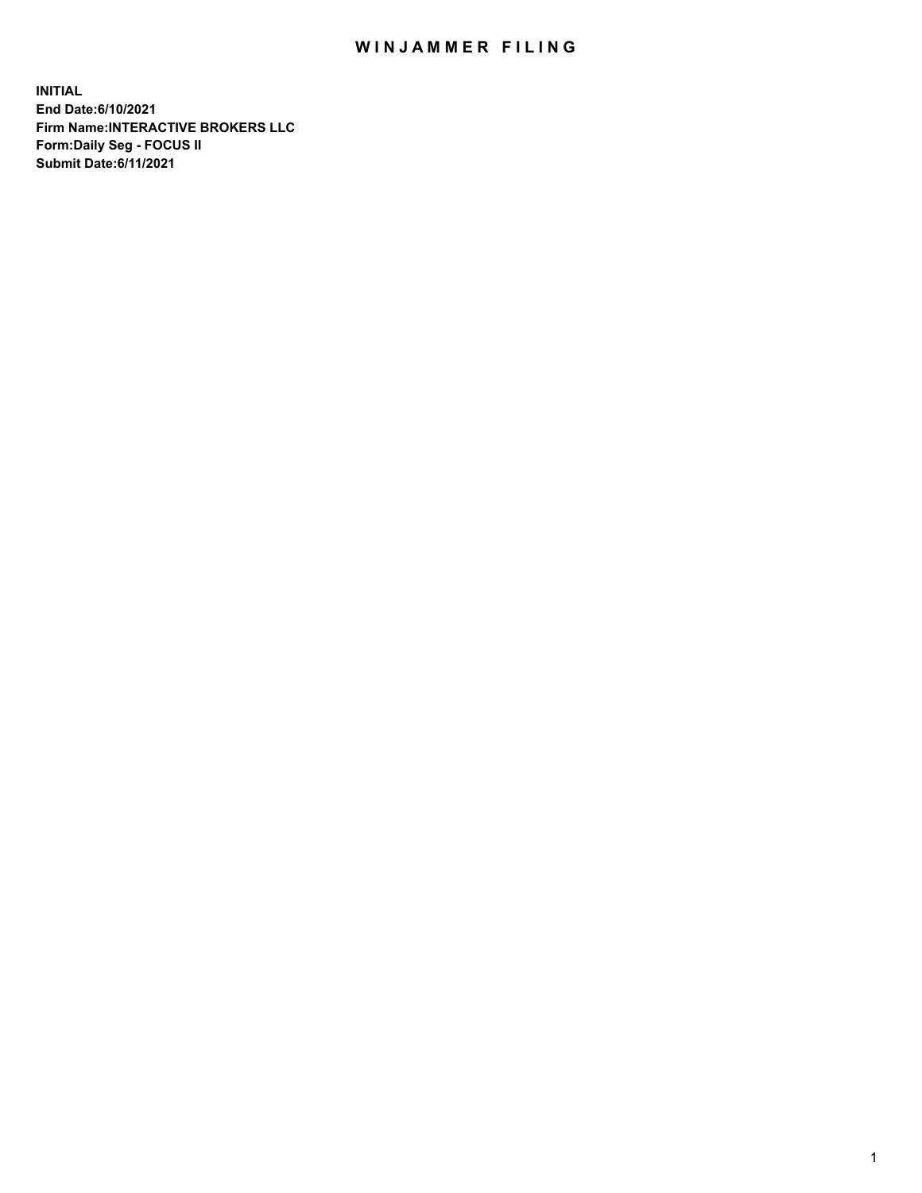# WINJAMMER FILING

**INITIAL**
**End Date:6/10/2021**
**Firm Name:INTERACTIVE BROKERS LLC**
**Form:Daily Seg - FOCUS II**
**Submit Date:6/11/2021**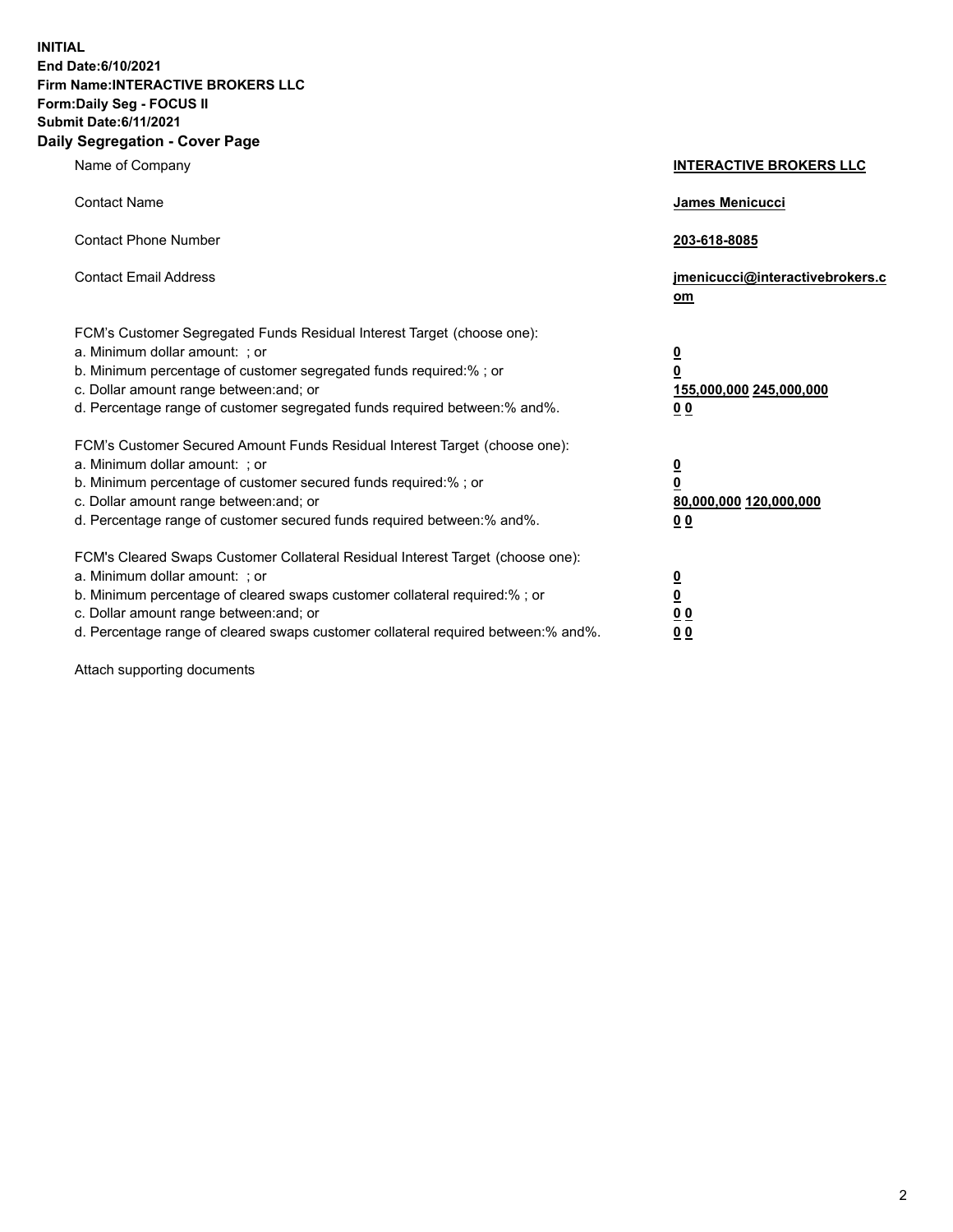**INITIAL**
**End Date:6/10/2021**
**Firm Name:INTERACTIVE BROKERS LLC**
**Form:Daily Seg - FOCUS II**
**Submit Date:6/11/2021**

## Daily Segregation - Cover Page

| | |
|---|---|
| Name of Company | **INTERACTIVE BROKERS LLC** |
| Contact Name | **James Menicucci** |
| Contact Phone Number | **203-618-8085** |
| Contact Email Address | **jmenicucci@interactivebrokers.com** |

| | |
|---|---|
| FCM's Customer Segregated Funds Residual Interest Target (choose one): | |
| a. Minimum dollar amount: ; or | **0** |
| b. Minimum percentage of customer segregated funds required:% ; or | **0** |
| c. Dollar amount range between:and; or | **155,000,000 245,000,000** |
| d. Percentage range of customer segregated funds required between:% and%. | **0 0** |
| FCM's Customer Secured Amount Funds Residual Interest Target (choose one): | |
| a. Minimum dollar amount: ; or | **0** |
| b. Minimum percentage of customer secured funds required:% ; or | **0** |
| c. Dollar amount range between:and; or | **80,000,000 120,000,000** |
| d. Percentage range of customer secured funds required between:% and%. | **0 0** |
| FCM's Cleared Swaps Customer Collateral Residual Interest Target (choose one): | |
| a. Minimum dollar amount: ; or | **0** |
| b. Minimum percentage of cleared swaps customer collateral required:% ; or | **0** |
| c. Dollar amount range between:and; or | **0 0** |
| d. Percentage range of cleared swaps customer collateral required between:% and%. | **0 0** |

Attach supporting documents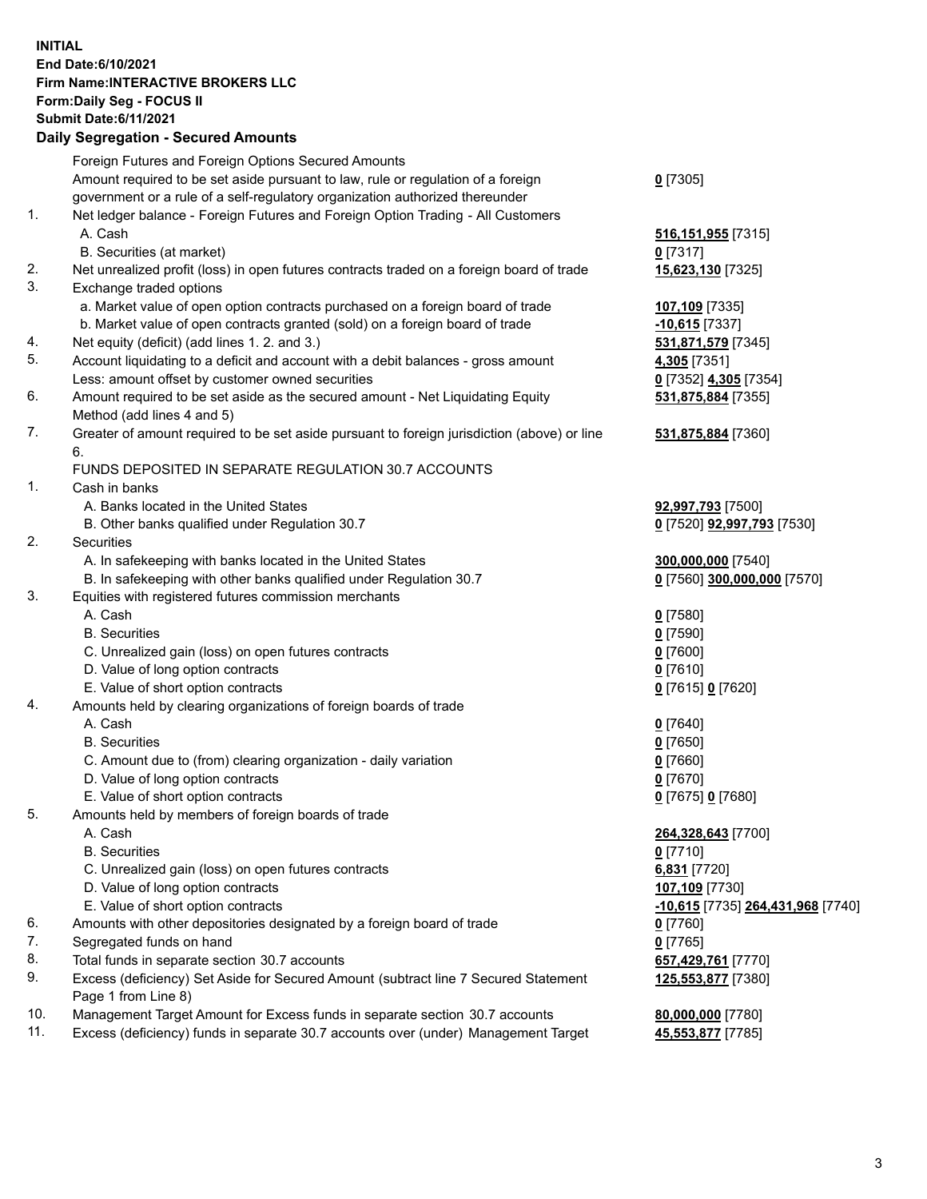**INITIAL**
**End Date:6/10/2021**
**Firm Name:INTERACTIVE BROKERS LLC**
**Form:Daily Seg - FOCUS II**
**Submit Date:6/11/2021**

## Daily Segregation - Secured Amounts

| | | |
|---|---|---|
| | Foreign Futures and Foreign Options Secured Amounts | |
| | Amount required to be set aside pursuant to law, rule or regulation of a foreign government or a rule of a self-regulatory organization authorized thereunder | **0** [7305] |
| 1. | Net ledger balance - Foreign Futures and Foreign Option Trading - All Customers | |
| | A. Cash | **516,151,955** [7315] |
| | B. Securities (at market) | **0** [7317] |
| 2. | Net unrealized profit (loss) in open futures contracts traded on a foreign board of trade | **15,623,130** [7325] |
| 3. | Exchange traded options | |
| | a. Market value of open option contracts purchased on a foreign board of trade | **107,109** [7335] |
| | b. Market value of open contracts granted (sold) on a foreign board of trade | **-10,615** [7337] |
| 4. | Net equity (deficit) (add lines 1. 2. and 3.) | **531,871,579** [7345] |
| 5. | Account liquidating to a deficit and account with a debit balances - gross amount | **4,305** [7351] |
| | Less: amount offset by customer owned securities | **0** [7352] **4,305** [7354] |
| 6. | Amount required to be set aside as the secured amount - Net Liquidating Equity Method (add lines 4 and 5) | **531,875,884** [7355] |
| 7. | Greater of amount required to be set aside pursuant to foreign jurisdiction (above) or line 6. | **531,875,884** [7360] |
| | FUNDS DEPOSITED IN SEPARATE REGULATION 30.7 ACCOUNTS | |
| 1. | Cash in banks | |
| | A. Banks located in the United States | **92,997,793** [7500] |
| | B. Other banks qualified under Regulation 30.7 | **0** [7520] **92,997,793** [7530] |
| 2. | Securities | |
| | A. In safekeeping with banks located in the United States | **300,000,000** [7540] |
| | B. In safekeeping with other banks qualified under Regulation 30.7 | **0** [7560] **300,000,000** [7570] |
| 3. | Equities with registered futures commission merchants | |
| | A. Cash | **0** [7580] |
| | B. Securities | **0** [7590] |
| | C. Unrealized gain (loss) on open futures contracts | **0** [7600] |
| | D. Value of long option contracts | **0** [7610] |
| | E. Value of short option contracts | **0** [7615] **0** [7620] |
| 4. | Amounts held by clearing organizations of foreign boards of trade | |
| | A. Cash | **0** [7640] |
| | B. Securities | **0** [7650] |
| | C. Amount due to (from) clearing organization - daily variation | **0** [7660] |
| | D. Value of long option contracts | **0** [7670] |
| | E. Value of short option contracts | **0** [7675] **0** [7680] |
| 5. | Amounts held by members of foreign boards of trade | |
| | A. Cash | **264,328,643** [7700] |
| | B. Securities | **0** [7710] |
| | C. Unrealized gain (loss) on open futures contracts | **6,831** [7720] |
| | D. Value of long option contracts | **107,109** [7730] |
| | E. Value of short option contracts | **-10,615** [7735] **264,431,968** [7740] |
| 6. | Amounts with other depositories designated by a foreign board of trade | **0** [7760] |
| 7. | Segregated funds on hand | **0** [7765] |
| 8. | Total funds in separate section 30.7 accounts | **657,429,761** [7770] |
| 9. | Excess (deficiency) Set Aside for Secured Amount (subtract line 7 Secured Statement Page 1 from Line 8) | **125,553,877** [7380] |
| 10. | Management Target Amount for Excess funds in separate section 30.7 accounts | **80,000,000** [7780] |
| 11. | Excess (deficiency) funds in separate 30.7 accounts over (under) Management Target | **45,553,877** [7785] |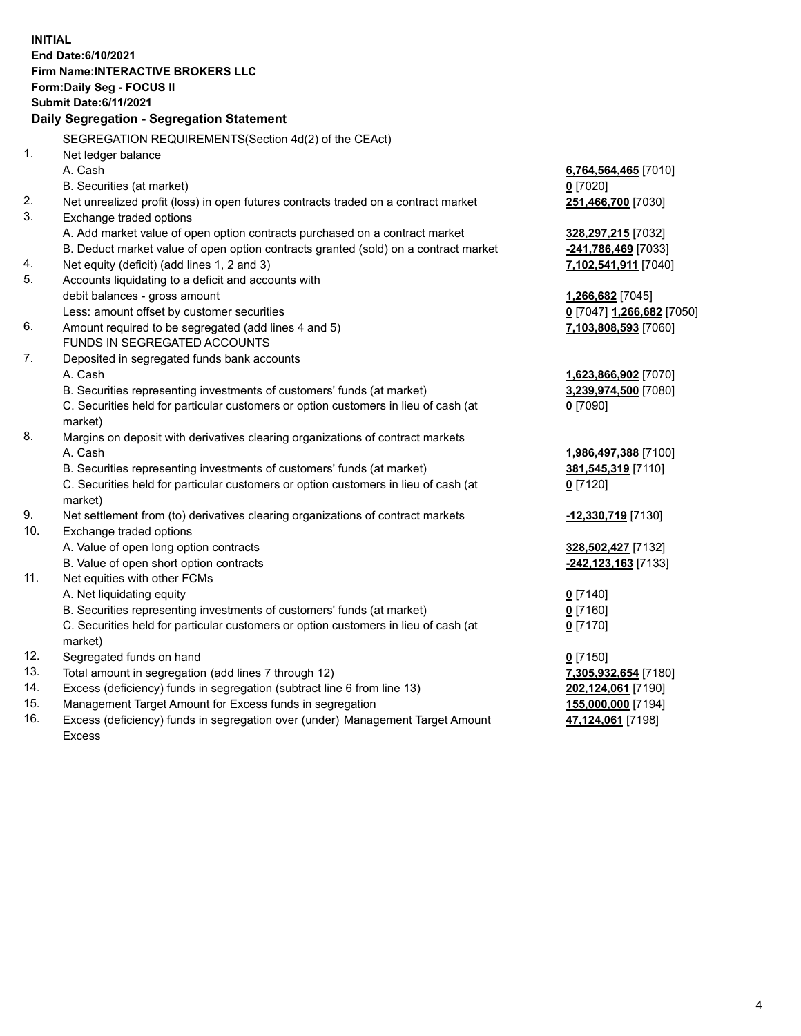**INITIAL**
**End Date:6/10/2021**
**Firm Name:INTERACTIVE BROKERS LLC**
**Form:Daily Seg - FOCUS II**
**Submit Date:6/11/2021**
**Daily Segregation - Segregation Statement**

SEGREGATION REQUIREMENTS(Section 4d(2) of the CEAct)

| | | |
|---|---|---|
| 1. | Net ledger balance | |
| | A. Cash | **6,764,564,465** [7010] |
| | B. Securities (at market) | **0** [7020] |
| 2. | Net unrealized profit (loss) in open futures contracts traded on a contract market | **251,466,700** [7030] |
| 3. | Exchange traded options | |
| | A. Add market value of open option contracts purchased on a contract market | **328,297,215** [7032] |
| | B. Deduct market value of open option contracts granted (sold) on a contract market | **-241,786,469** [7033] |
| 4. | Net equity (deficit) (add lines 1, 2 and 3) | **7,102,541,911** [7040] |
| 5. | Accounts liquidating to a deficit and accounts with debit balances - gross amount | **1,266,682** [7045] |
| | Less: amount offset by customer securities | **0** [7047] **1,266,682** [7050] |
| 6. | Amount required to be segregated (add lines 4 and 5) | **7,103,808,593** [7060] |
| | FUNDS IN SEGREGATED ACCOUNTS | |
| 7. | Deposited in segregated funds bank accounts | |
| | A. Cash | **1,623,866,902** [7070] |
| | B. Securities representing investments of customers' funds (at market) | **3,239,974,500** [7080] |
| | C. Securities held for particular customers or option customers in lieu of cash (at market) | **0** [7090] |
| 8. | Margins on deposit with derivatives clearing organizations of contract markets | |
| | A. Cash | **1,986,497,388** [7100] |
| | B. Securities representing investments of customers' funds (at market) | **381,545,319** [7110] |
| | C. Securities held for particular customers or option customers in lieu of cash (at market) | **0** [7120] |
| 9. | Net settlement from (to) derivatives clearing organizations of contract markets | **-12,330,719** [7130] |
| 10. | Exchange traded options | |
| | A. Value of open long option contracts | **328,502,427** [7132] |
| | B. Value of open short option contracts | **-242,123,163** [7133] |
| 11. | Net equities with other FCMs | |
| | A. Net liquidating equity | **0** [7140] |
| | B. Securities representing investments of customers' funds (at market) | **0** [7160] |
| | C. Securities held for particular customers or option customers in lieu of cash (at market) | **0** [7170] |
| 12. | Segregated funds on hand | **0** [7150] |
| 13. | Total amount in segregation (add lines 7 through 12) | **7,305,932,654** [7180] |
| 14. | Excess (deficiency) funds in segregation (subtract line 6 from line 13) | **202,124,061** [7190] |
| 15. | Management Target Amount for Excess funds in segregation | **155,000,000** [7194] |
| 16. | Excess (deficiency) funds in segregation over (under) Management Target Amount Excess | **47,124,061** [7198] |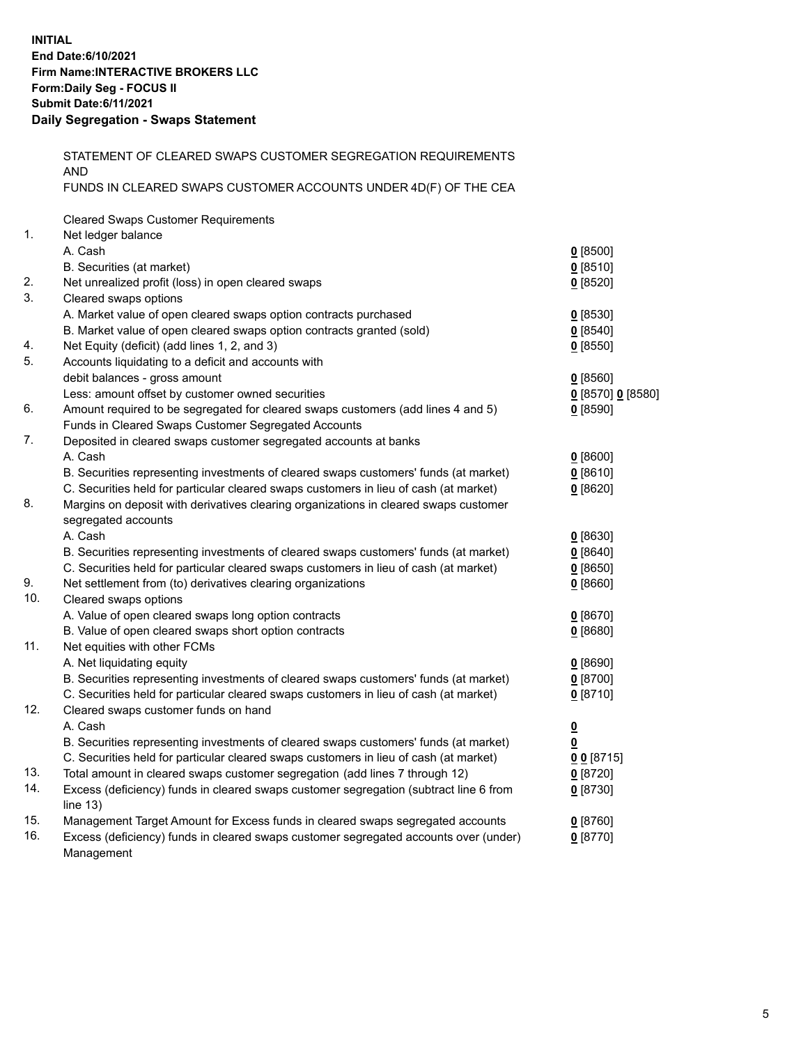**INITIAL**
**End Date:6/10/2021**
**Firm Name:INTERACTIVE BROKERS LLC**
**Form:Daily Seg - FOCUS II**
**Submit Date:6/11/2021**
**Daily Segregation - Swaps Statement**

STATEMENT OF CLEARED SWAPS CUSTOMER SEGREGATION REQUIREMENTS AND
FUNDS IN CLEARED SWAPS CUSTOMER ACCOUNTS UNDER 4D(F) OF THE CEA

| | | |
|---|---|---|
| | Cleared Swaps Customer Requirements | |
| 1. | Net ledger balance | |
| | A. Cash | 0 [8500] |
| | B. Securities (at market) | 0 [8510] |
| 2. | Net unrealized profit (loss) in open cleared swaps | 0 [8520] |
| 3. | Cleared swaps options | |
| | A. Market value of open cleared swaps option contracts purchased | 0 [8530] |
| | B. Market value of open cleared swaps option contracts granted (sold) | 0 [8540] |
| 4. | Net Equity (deficit) (add lines 1, 2, and 3) | 0 [8550] |
| 5. | Accounts liquidating to a deficit and accounts with debit balances - gross amount | 0 [8560] |
| | Less: amount offset by customer owned securities | 0 [8570] 0 [8580] |
| 6. | Amount required to be segregated for cleared swaps customers (add lines 4 and 5) | 0 [8590] |
| | Funds in Cleared Swaps Customer Segregated Accounts | |
| 7. | Deposited in cleared swaps customer segregated accounts at banks | |
| | A. Cash | 0 [8600] |
| | B. Securities representing investments of cleared swaps customers' funds (at market) | 0 [8610] |
| | C. Securities held for particular cleared swaps customers in lieu of cash (at market) | 0 [8620] |
| 8. | Margins on deposit with derivatives clearing organizations in cleared swaps customer segregated accounts | |
| | A. Cash | 0 [8630] |
| | B. Securities representing investments of cleared swaps customers' funds (at market) | 0 [8640] |
| | C. Securities held for particular cleared swaps customers in lieu of cash (at market) | 0 [8650] |
| 9. | Net settlement from (to) derivatives clearing organizations | 0 [8660] |
| 10. | Cleared swaps options | |
| | A. Value of open cleared swaps long option contracts | 0 [8670] |
| | B. Value of open cleared swaps short option contracts | 0 [8680] |
| 11. | Net equities with other FCMs | |
| | A. Net liquidating equity | 0 [8690] |
| | B. Securities representing investments of cleared swaps customers' funds (at market) | 0 [8700] |
| | C. Securities held for particular cleared swaps customers in lieu of cash (at market) | 0 [8710] |
| 12. | Cleared swaps customer funds on hand | |
| | A. Cash | 0 |
| | B. Securities representing investments of cleared swaps customers' funds (at market) | 0 |
| | C. Securities held for particular cleared swaps customers in lieu of cash (at market) | 0 0 [8715] |
| 13. | Total amount in cleared swaps customer segregation (add lines 7 through 12) | 0 [8720] |
| 14. | Excess (deficiency) funds in cleared swaps customer segregation (subtract line 6 from line 13) | 0 [8730] |
| 15. | Management Target Amount for Excess funds in cleared swaps segregated accounts | 0 [8760] |
| 16. | Excess (deficiency) funds in cleared swaps customer segregated accounts over (under) Management | 0 [8770] |